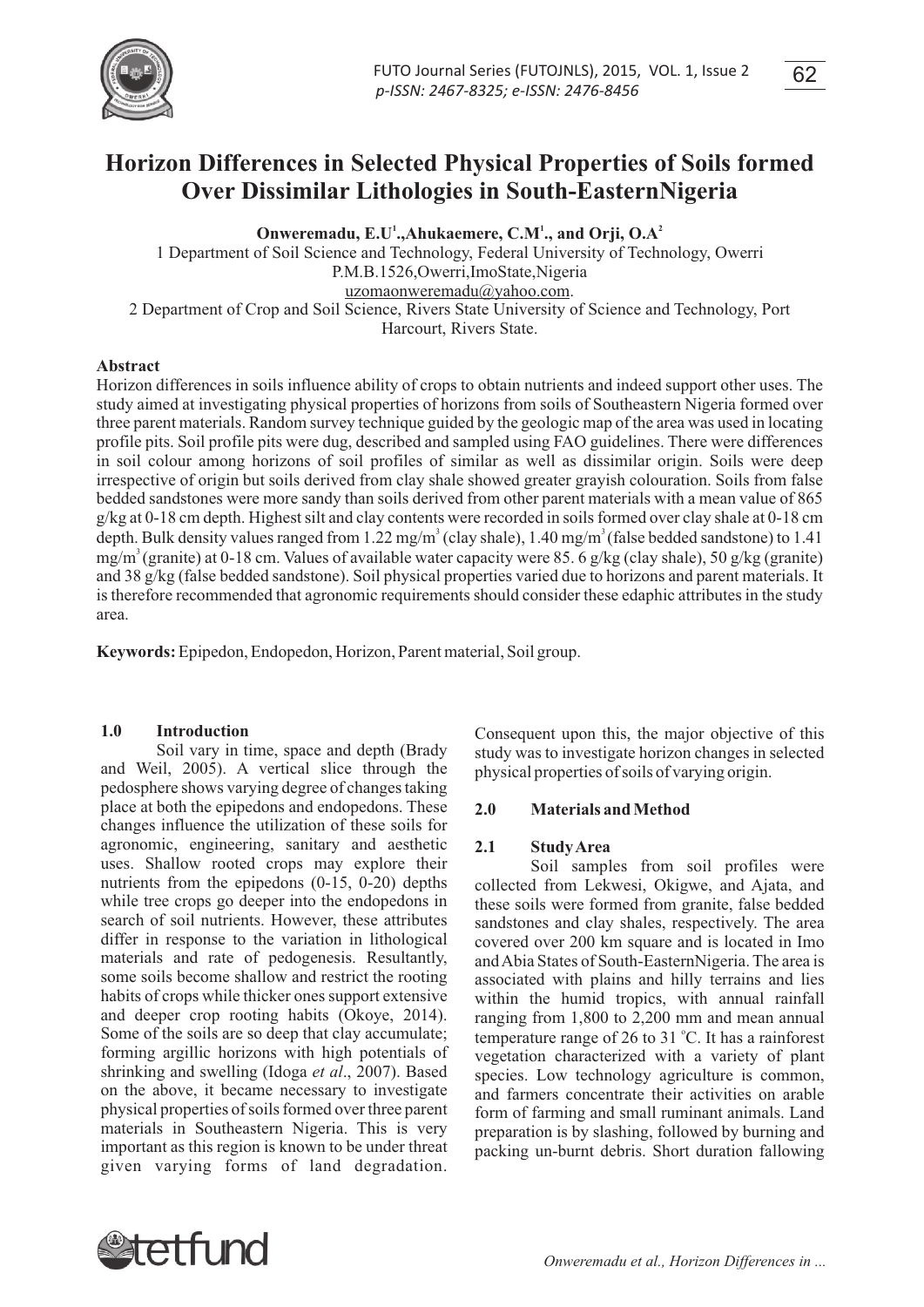# Horizon Differences in Selected Physical Properties of Soils formed Over Dissimilar Lithologies in South-EasternNigeria

**Onweremadu, E.U[1].,Ahukaemere, C.M[1]., and Orji, O.A[2]**

1 Department of Soil Science and Technology, Federal University of Technology, Owerri P.M.B.1526,Owerri,ImoState,Nigeria
uzomaonweremadu@yahoo.com.
2 Department of Crop and Soil Science, Rivers State University of Science and Technology, Port Harcourt, Rivers State.

**Abstract**

Horizon differences in soils influence ability of crops to obtain nutrients and indeed support other uses. The study aimed at investigating physical properties of horizons from soils of Southeastern Nigeria formed over three parent materials. Random survey technique guided by the geologic map of the area was used in locating profile pits. Soil profile pits were dug, described and sampled using FAO guidelines. There were differences in soil colour among horizons of soil profiles of similar as well as dissimilar origin. Soils were deep irrespective of origin but soils derived from clay shale showed greater grayish colouration. Soils from false bedded sandstones were more sandy than soils derived from other parent materials with a mean value of 865 g/kg at 0-18 cm depth. Highest silt and clay contents were recorded in soils formed over clay shale at 0-18 cm depth. Bulk density values ranged from 1.22 mg/m$^3$ (clay shale), 1.40 mg/m$^3$ (false bedded sandstone) to 1.41 mg/m$^3$ (granite) at 0-18 cm. Values of available water capacity were 85. 6 g/kg (clay shale), 50 g/kg (granite) and 38 g/kg (false bedded sandstone). Soil physical properties varied due to horizons and parent materials. It is therefore recommended that agronomic requirements should consider these edaphic attributes in the study area.

**Keywords:** Epipedon, Endopedon, Horizon, Parent material, Soil group.

## 1.0 Introduction

Soil vary in time, space and depth (Brady and Weil, 2005). A vertical slice through the pedosphere shows varying degree of changes taking place at both the epipedons and endopedons. These changes influence the utilization of these soils for agronomic, engineering, sanitary and aesthetic uses. Shallow rooted crops may explore their nutrients from the epipedons (0-15, 0-20) depths while tree crops go deeper into the endopedons in search of soil nutrients. However, these attributes differ in response to the variation in lithological materials and rate of pedogenesis. Resultantly, some soils become shallow and restrict the rooting habits of crops while thicker ones support extensive and deeper crop rooting habits (Okoye, 2014). Some of the soils are so deep that clay accumulate; forming argillic horizons with high potentials of shrinking and swelling (Idoga *et al*., 2007). Based on the above, it became necessary to investigate physical properties of soils formed over three parent materials in Southeastern Nigeria. This is very important as this region is known to be under threat given varying forms of land degradation. Consequent upon this, the major objective of this study was to investigate horizon changes in selected physical properties of soils of varying origin.

## 2.0 Materials and Method

### 2.1 Study Area

Soil samples from soil profiles were collected from Lekwesi, Okigwe, and Ajata, and these soils were formed from granite, false bedded sandstones and clay shales, respectively. The area covered over 200 km square and is located in Imo and Abia States of South-EasternNigeria. The area is associated with plains and hilly terrains and lies within the humid tropics, with annual rainfall ranging from 1,800 to 2,200 mm and mean annual temperature range of 26 to 31 °C. It has a rainforest vegetation characterized with a variety of plant species. Low technology agriculture is common, and farmers concentrate their activities on arable form of farming and small ruminant animals. Land preparation is by slashing, followed by burning and packing un-burnt debris. Short duration fallowing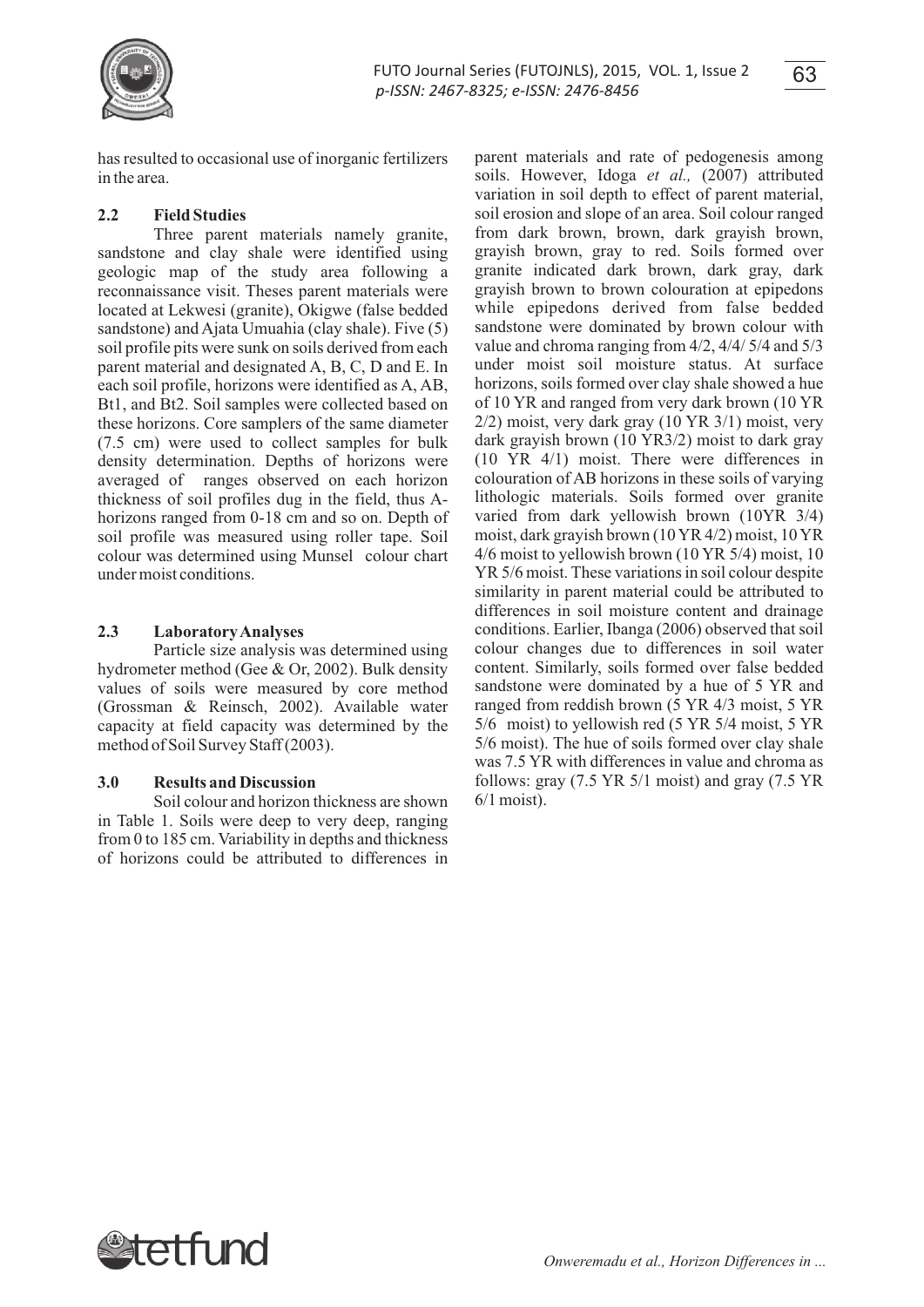has resulted to occasional use of inorganic fertilizers in the area.

### 2.2 Field Studies

Three parent materials namely granite, sandstone and clay shale were identified using geologic map of the study area following a reconnaissance visit. Theses parent materials were located at Lekwesi (granite), Okigwe (false bedded sandstone) and Ajata Umuahia (clay shale). Five (5) soil profile pits were sunk on soils derived from each parent material and designated A, B, C, D and E. In each soil profile, horizons were identified as A, AB, Bt1, and Bt2. Soil samples were collected based on these horizons. Core samplers of the same diameter (7.5 cm) were used to collect samples for bulk density determination. Depths of horizons were averaged of ranges observed on each horizon thickness of soil profiles dug in the field, thus A-horizons ranged from 0-18 cm and so on. Depth of soil profile was measured using roller tape. Soil colour was determined using Munsel colour chart under moist conditions.

### 2.3 Laboratory Analyses

Particle size analysis was determined using hydrometer method (Gee & Or, 2002). Bulk density values of soils were measured by core method (Grossman & Reinsch, 2002). Available water capacity at field capacity was determined by the method of Soil Survey Staff (2003).

## 3.0 Results and Discussion

Soil colour and horizon thickness are shown in Table 1. Soils were deep to very deep, ranging from 0 to 185 cm. Variability in depths and thickness of horizons could be attributed to differences in parent materials and rate of pedogenesis among soils. However, Idoga *et al.,* (2007) attributed variation in soil depth to effect of parent material, soil erosion and slope of an area. Soil colour ranged from dark brown, brown, dark grayish brown, grayish brown, gray to red. Soils formed over granite indicated dark brown, dark gray, dark grayish brown to brown colouration at epipedons while epipedons derived from false bedded sandstone were dominated by brown colour with value and chroma ranging from 4/2, 4/4/ 5/4 and 5/3 under moist soil moisture status. At surface horizons, soils formed over clay shale showed a hue of 10 YR and ranged from very dark brown (10 YR 2/2) moist, very dark gray (10 YR 3/1) moist, very dark grayish brown (10 YR3/2) moist to dark gray (10 YR 4/1) moist. There were differences in colouration of AB horizons in these soils of varying lithologic materials. Soils formed over granite varied from dark yellowish brown (10YR 3/4) moist, dark grayish brown (10 YR 4/2) moist, 10 YR 4/6 moist to yellowish brown (10 YR 5/4) moist, 10 YR 5/6 moist. These variations in soil colour despite similarity in parent material could be attributed to differences in soil moisture content and drainage conditions. Earlier, Ibanga (2006) observed that soil colour changes due to differences in soil water content. Similarly, soils formed over false bedded sandstone were dominated by a hue of 5 YR and ranged from reddish brown (5 YR 4/3 moist, 5 YR 5/6 moist) to yellowish red (5 YR 5/4 moist, 5 YR 5/6 moist). The hue of soils formed over clay shale was 7.5 YR with differences in value and chroma as follows: gray (7.5 YR 5/1 moist) and gray (7.5 YR 6/1 moist).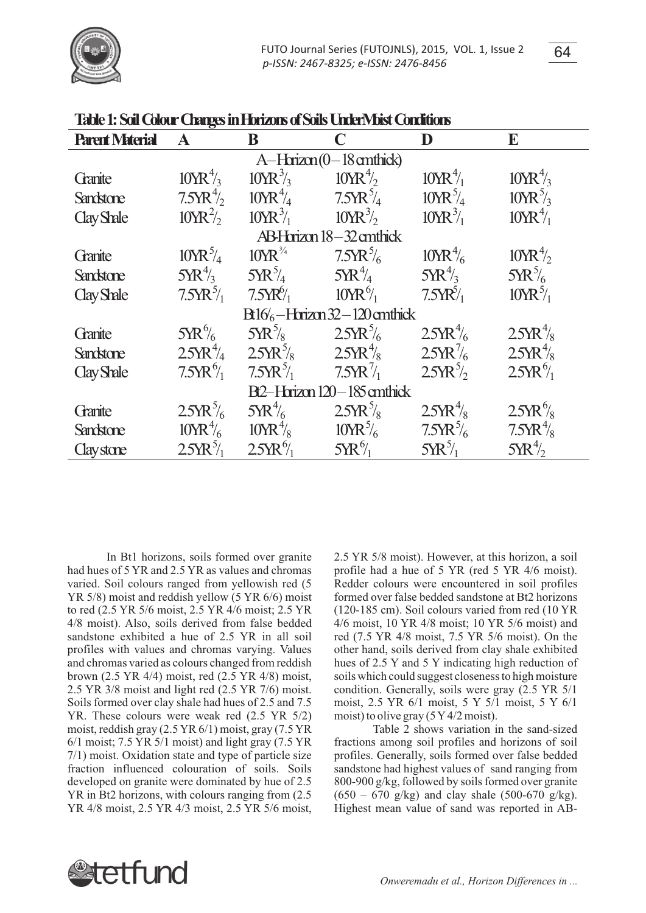**Table 1: Soil Colour Changes in Horizons of Soils Under Moist Conditions**

| Parent Material | A | B | C | D | E |
|---|---|---|---|---|---|
| | | | A–Horizon (0 – 18 cm thick) | | |
| Granite | 10YR $^4/_3$ | 10YR $^3/_3$ | 10YR $^4/_2$ | 10YR $^4/_1$ | 10YR $^4/_3$ |
| Sandstone | 7.5YR $^4/_2$ | 10YR $^4/_4$ | 7.5YR $^5/_4$ | 10YR $^5/_4$ | 10YR $^5/_3$ |
| Clay Shale | 10YR $^2/_2$ | 10YR $^3/_1$ | 10YR $^3/_2$ | 10YR $^3/_1$ | 10YR $^4/_1$ |
| | | | AB-Horizon 18 – 32 cm thick | | |
| Granite | 10YR $^5/_4$ | 10YR $^{3/4}$ | 7.5YR $^5/_6$ | 10YR $^4/_6$ | 10YR $^4/_2$ |
| Sandstone | 5YR $^4/_3$ | 5YR $^5/_4$ | 5YR $^4/_4$ | 5YR $^4/_3$ | 5YR $^5/_6$ |
| Clay Shale | 7.5YR $^5/_1$ | 7.5YR $^6/_1$ | 10YR $^6/_1$ | 7.5YR $^5/_1$ | 10YR $^5/_1$ |
| | | | Bt1 $^6/_6$ – Horizon 32 – 120 cm thick | | |
| Granite | 5YR $^6/_6$ | 5YR $^5/_8$ | 2.5YR $^5/_6$ | 2.5YR $^4/_6$ | 2.5YR $^4/_8$ |
| Sandstone | 2.5YR $^4/_4$ | 2.5YR $^5/_8$ | 2.5YR $^4/_8$ | 2.5YR $^7/_6$ | 2.5YR $^4/_8$ |
| Clay Shale | 7.5YR $^6/_1$ | 7.5YR $^5/_1$ | 7.5YR $^7/_1$ | 2.5YR $^5/_2$ | 2.5YR $^6/_1$ |
| | | | Bt2–Horizon 120 – 185 cm thick | | |
| Granite | 2.5YR $^5/_6$ | 5YR $^4/_6$ | 2.5YR $^5/_8$ | 2.5YR $^4/_8$ | 2.5YR $^6/_8$ |
| Sandstone | 10YR $^4/_6$ | 10YR $^4/_8$ | 10YR $^5/_6$ | 7.5YR $^5/_6$ | 7.5YR $^4/_8$ |
| Clay stone | 2.5YR $^5/_1$ | 2.5YR $^6/_1$ | 5YR $^6/_1$ | 5YR $^5/_1$ | 5YR $^4/_2$ |

In Bt1 horizons, soils formed over granite had hues of 5 YR and 2.5 YR as values and chromas varied. Soil colours ranged from yellowish red (5 YR 5/8) moist and reddish yellow (5 YR 6/6) moist to red (2.5 YR 5/6 moist, 2.5 YR 4/6 moist; 2.5 YR 4/8 moist). Also, soils derived from false bedded sandstone exhibited a hue of 2.5 YR in all soil profiles with values and chromas varying. Values and chromas varied as colours changed from reddish brown (2.5 YR 4/4) moist, red (2.5 YR 4/8) moist, 2.5 YR 3/8 moist and light red (2.5 YR 7/6) moist. Soils formed over clay shale had hues of 2.5 and 7.5 YR. These colours were weak red (2.5 YR 5/2) moist, reddish gray (2.5 YR 6/1) moist, gray (7.5 YR 6/1 moist; 7.5 YR 5/1 moist) and light gray (7.5 YR 7/1) moist. Oxidation state and type of particle size fraction influenced colouration of soils. Soils developed on granite were dominated by hue of 2.5 YR in Bt2 horizons, with colours ranging from (2.5 YR 4/8 moist, 2.5 YR 4/3 moist, 2.5 YR 5/6 moist, 2.5 YR 5/8 moist). However, at this horizon, a soil profile had a hue of 5 YR (red 5 YR 4/6 moist). Redder colours were encountered in soil profiles formed over false bedded sandstone at Bt2 horizons (120-185 cm). Soil colours varied from red (10 YR 4/6 moist, 10 YR 4/8 moist; 10 YR 5/6 moist) and red (7.5 YR 4/8 moist, 7.5 YR 5/6 moist). On the other hand, soils derived from clay shale exhibited hues of 2.5 Y and 5 Y indicating high reduction of soils which could suggest closeness to high moisture condition. Generally, soils were gray (2.5 YR 5/1 moist, 2.5 YR 6/1 moist, 5 Y 5/1 moist, 5 Y 6/1 moist) to olive gray (5 Y 4/2 moist).

Table 2 shows variation in the sand-sized fractions among soil profiles and horizons of soil profiles. Generally, soils formed over false bedded sandstone had highest values of sand ranging from 800-900 g/kg, followed by soils formed over granite (650 – 670 g/kg) and clay shale (500-670 g/kg). Highest mean value of sand was reported in AB-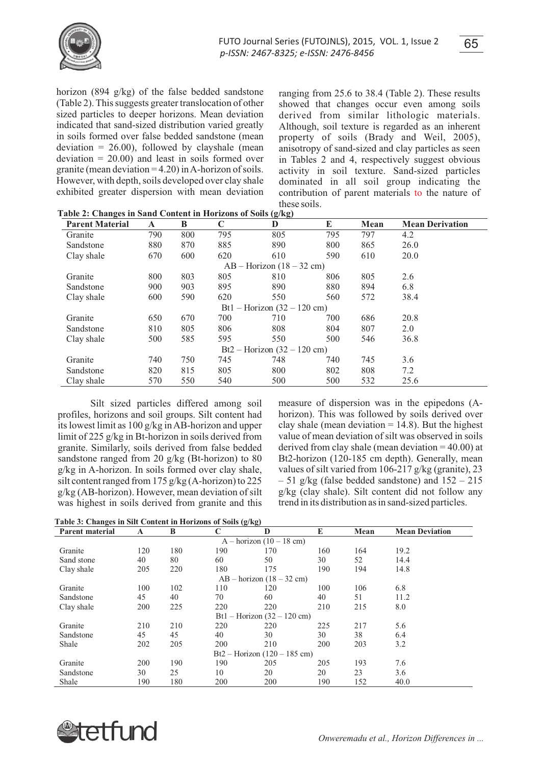horizon (894 g/kg) of the false bedded sandstone (Table 2). This suggests greater translocation of other sized particles to deeper horizons. Mean deviation indicated that sand-sized distribution varied greatly in soils formed over false bedded sandstone (mean deviation = 26.00), followed by clayshale (mean deviation = 20.00) and least in soils formed over granite (mean deviation = 4.20) in A-horizon of soils. However, with depth, soils developed over clay shale exhibited greater dispersion with mean deviation ranging from 25.6 to 38.4 (Table 2). These results showed that changes occur even among soils derived from similar lithologic materials. Although, soil texture is regarded as an inherent property of soils (Brady and Weil, 2005), anisotropy of sand-sized and clay particles as seen in Tables 2 and 4, respectively suggest obvious activity in soil texture. Sand-sized particles dominated in all soil group indicating the contribution of parent materials to the nature of these soils.

**Table 2: Changes in Sand Content in Horizons of Soils (g/kg)**

| Parent Material | A | B | C | D | E | Mean | Mean Derivation |
|---|---|---|---|---|---|---|---|
| Granite | 790 | 800 | 795 | 805 | 795 | 797 | 4.2 |
| Sandstone | 880 | 870 | 885 | 890 | 800 | 865 | 26.0 |
| Clay shale | 670 | 600 | 620 | 610 | 590 | 610 | 20.0 |
| | | | | AB – Horizon (18 – 32 cm) | | | |
| Granite | 800 | 803 | 805 | 810 | 806 | 805 | 2.6 |
| Sandstone | 900 | 903 | 895 | 890 | 880 | 894 | 6.8 |
| Clay shale | 600 | 590 | 620 | 550 | 560 | 572 | 38.4 |
| | | | | Bt1 – Horizon (32 – 120 cm) | | | |
| Granite | 650 | 670 | 700 | 710 | 700 | 686 | 20.8 |
| Sandstone | 810 | 805 | 806 | 808 | 804 | 807 | 2.0 |
| Clay shale | 500 | 585 | 595 | 550 | 500 | 546 | 36.8 |
| | | | | Bt2 – Horizon (32 – 120 cm) | | | |
| Granite | 740 | 750 | 745 | 748 | 740 | 745 | 3.6 |
| Sandstone | 820 | 815 | 805 | 800 | 802 | 808 | 7.2 |
| Clay shale | 570 | 550 | 540 | 500 | 500 | 532 | 25.6 |

Silt sized particles differed among soil profiles, horizons and soil groups. Silt content had its lowest limit as 100 g/kg in AB-horizon and upper limit of 225 g/kg in Bt-horizon in soils derived from granite. Similarly, soils derived from false bedded sandstone ranged from 20 g/kg (Bt-horizon) to 80 g/kg in A-horizon. In soils formed over clay shale, silt content ranged from 175 g/kg (A-horizon) to 225 g/kg (AB-horizon). However, mean deviation of silt was highest in soils derived from granite and this measure of dispersion was in the epipedons (A-horizon). This was followed by soils derived over clay shale (mean deviation = 14.8). But the highest value of mean deviation of silt was observed in soils derived from clay shale (mean deviation = 40.00) at Bt2-horizon (120-185 cm depth). Generally, mean values of silt varied from 106-217 g/kg (granite), 23 – 51 g/kg (false bedded sandstone) and 152 – 215 g/kg (clay shale). Silt content did not follow any trend in its distribution as in sand-sized particles.

**Table 3: Changes in Silt Content in Horizons of Soils (g/kg)**

| Parent material | A | B | C | D | E | Mean | Mean Deviation |
|---|---|---|---|---|---|---|---|
| | | | | A – horizon (10 – 18 cm) | | | |
| Granite | 120 | 180 | 190 | 170 | 160 | 164 | 19.2 |
| Sand stone | 40 | 80 | 60 | 50 | 30 | 52 | 14.4 |
| Clay shale | 205 | 220 | 180 | 175 | 190 | 194 | 14.8 |
| | | | | AB – horizon (18 – 32 cm) | | | |
| Granite | 100 | 102 | 110 | 120 | 100 | 106 | 6.8 |
| Sandstone | 45 | 40 | 70 | 60 | 40 | 51 | 11.2 |
| Clay shale | 200 | 225 | 220 | 220 | 210 | 215 | 8.0 |
| | | | | Bt1 – Horizon (32 – 120 cm) | | | |
| Granite | 210 | 210 | 220 | 220 | 225 | 217 | 5.6 |
| Sandstone | 45 | 45 | 40 | 30 | 30 | 38 | 6.4 |
| Shale | 202 | 205 | 200 | 210 | 200 | 203 | 3.2 |
| | | | | Bt2 – Horizon (120 – 185 cm) | | | |
| Granite | 200 | 190 | 190 | 205 | 205 | 193 | 7.6 |
| Sandstone | 30 | 25 | 10 | 20 | 20 | 23 | 3.6 |
| Shale | 190 | 180 | 200 | 200 | 190 | 152 | 40.0 |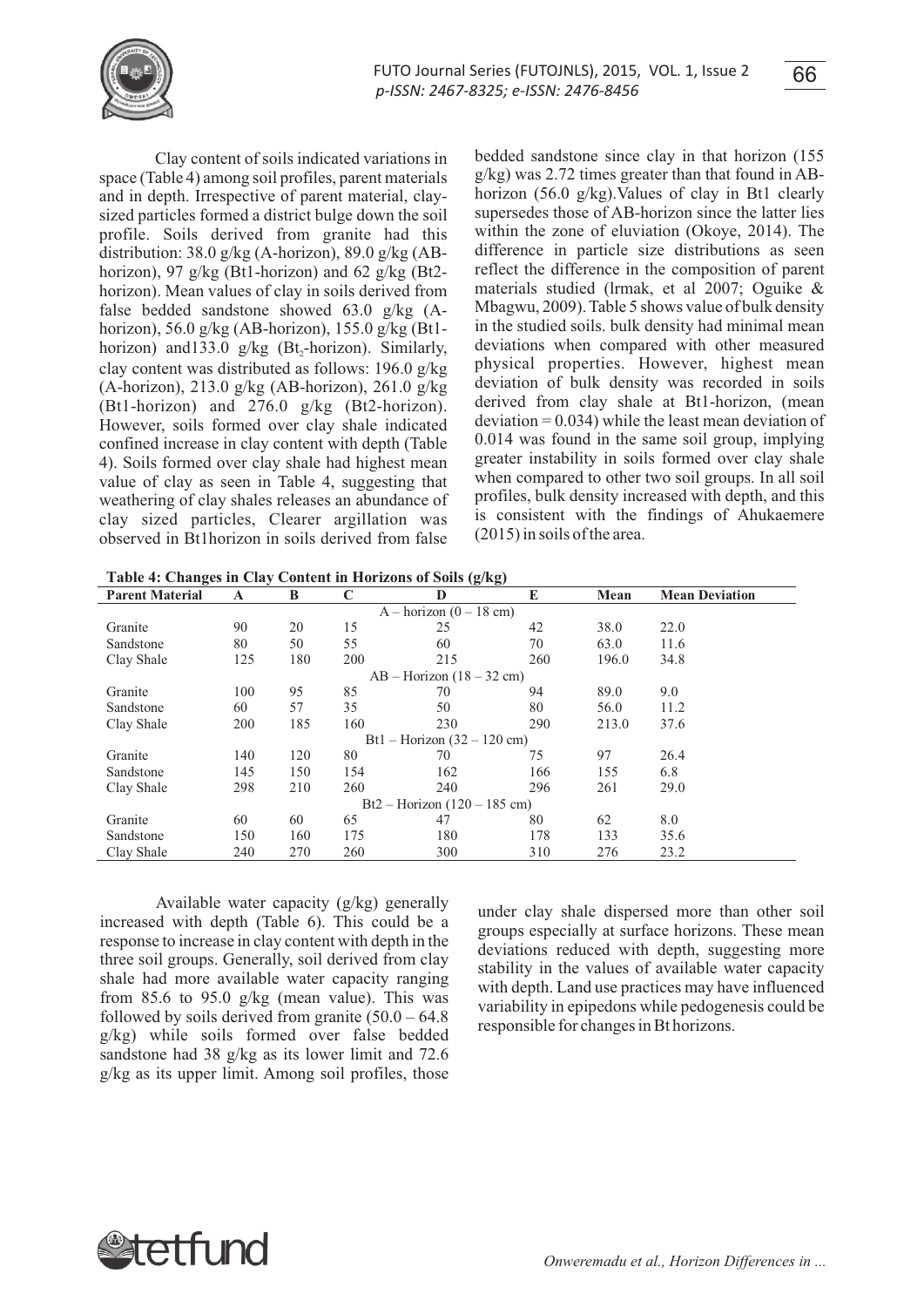Clay content of soils indicated variations in space (Table 4) among soil profiles, parent materials and in depth. Irrespective of parent material, clay-sized particles formed a district bulge down the soil profile. Soils derived from granite had this distribution: 38.0 g/kg (A-horizon), 89.0 g/kg (AB-horizon), 97 g/kg (Bt1-horizon) and 62 g/kg (Bt2-horizon). Mean values of clay in soils derived from false bedded sandstone showed 63.0 g/kg (A-horizon), 56.0 g/kg (AB-horizon), 155.0 g/kg (Bt1-horizon) and133.0 g/kg ($Bt_2$-horizon). Similarly, clay content was distributed as follows: 196.0 g/kg (A-horizon), 213.0 g/kg (AB-horizon), 261.0 g/kg (Bt1-horizon) and 276.0 g/kg (Bt2-horizon). However, soils formed over clay shale indicated confined increase in clay content with depth (Table 4). Soils formed over clay shale had highest mean value of clay as seen in Table 4, suggesting that weathering of clay shales releases an abundance of clay sized particles, Clearer argillation was observed in Bt1horizon in soils derived from false bedded sandstone since clay in that horizon (155 g/kg) was 2.72 times greater than that found in AB-horizon (56.0 g/kg).Values of clay in Bt1 clearly supersedes those of AB-horizon since the latter lies within the zone of eluviation (Okoye, 2014). The difference in particle size distributions as seen reflect the difference in the composition of parent materials studied (lrmak, et al 2007; Oguike & Mbagwu, 2009). Table 5 shows value of bulk density in the studied soils. bulk density had minimal mean deviations when compared with other measured physical properties. However, highest mean deviation of bulk density was recorded in soils derived from clay shale at Bt1-horizon, (mean deviation = 0.034) while the least mean deviation of 0.014 was found in the same soil group, implying greater instability in soils formed over clay shale when compared to other two soil groups. In all soil profiles, bulk density increased with depth, and this is consistent with the findings of Ahukaemere (2015) in soils of the area.

**Table 4: Changes in Clay Content in Horizons of Soils (g/kg)**

| Parent Material | A | B | C | D | E | Mean | Mean Deviation |
|---|---|---|---|---|---|---|---|
| | | | | A – horizon (0 – 18 cm) | | | |
| Granite | 90 | 20 | 15 | 25 | 42 | 38.0 | 22.0 |
| Sandstone | 80 | 50 | 55 | 60 | 70 | 63.0 | 11.6 |
| Clay Shale | 125 | 180 | 200 | 215 | 260 | 196.0 | 34.8 |
| | | | | AB – Horizon (18 – 32 cm) | | | |
| Granite | 100 | 95 | 85 | 70 | 94 | 89.0 | 9.0 |
| Sandstone | 60 | 57 | 35 | 50 | 80 | 56.0 | 11.2 |
| Clay Shale | 200 | 185 | 160 | 230 | 290 | 213.0 | 37.6 |
| | | | | Bt1 – Horizon (32 – 120 cm) | | | |
| Granite | 140 | 120 | 80 | 70 | 75 | 97 | 26.4 |
| Sandstone | 145 | 150 | 154 | 162 | 166 | 155 | 6.8 |
| Clay Shale | 298 | 210 | 260 | 240 | 296 | 261 | 29.0 |
| | | | | Bt2 – Horizon (120 – 185 cm) | | | |
| Granite | 60 | 60 | 65 | 47 | 80 | 62 | 8.0 |
| Sandstone | 150 | 160 | 175 | 180 | 178 | 133 | 35.6 |
| Clay Shale | 240 | 270 | 260 | 300 | 310 | 276 | 23.2 |

Available water capacity (g/kg) generally increased with depth (Table 6). This could be a response to increase in clay content with depth in the three soil groups. Generally, soil derived from clay shale had more available water capacity ranging from 85.6 to 95.0 g/kg (mean value). This was followed by soils derived from granite (50.0 – 64.8 g/kg) while soils formed over false bedded sandstone had 38 g/kg as its lower limit and 72.6 g/kg as its upper limit. Among soil profiles, those under clay shale dispersed more than other soil groups especially at surface horizons. These mean deviations reduced with depth, suggesting more stability in the values of available water capacity with depth. Land use practices may have influenced variability in epipedons while pedogenesis could be responsible for changes in Bt horizons.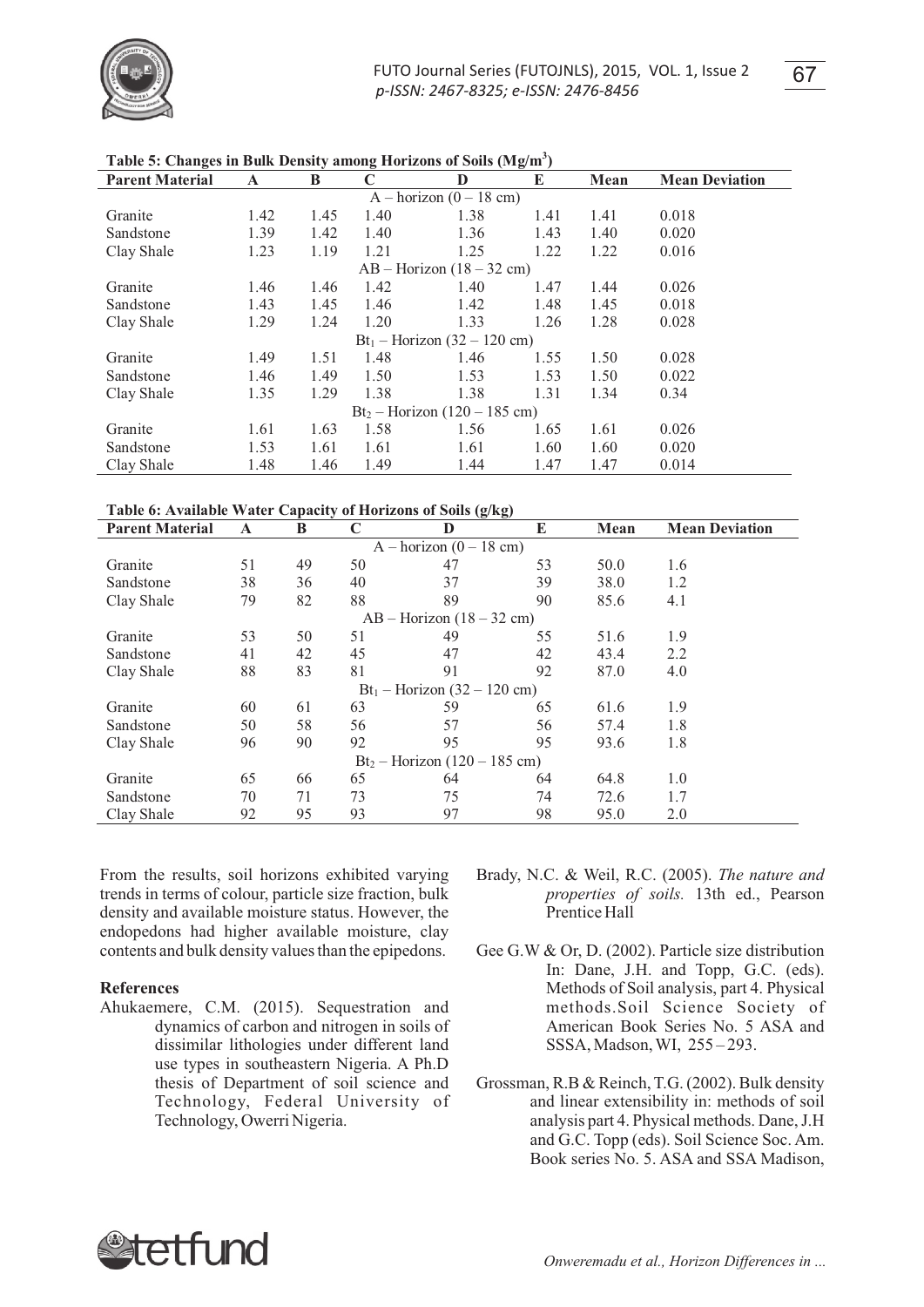**Table 5: Changes in Bulk Density among Horizons of Soils ($Mg/m^3$)**

| Parent Material | A | B | C | D | E | Mean | Mean Deviation |
|---|---|---|---|---|---|---|---|
| | | | | A – horizon (0 – 18 cm) | | | |
| Granite | 1.42 | 1.45 | 1.40 | 1.38 | 1.41 | 1.41 | 0.018 |
| Sandstone | 1.39 | 1.42 | 1.40 | 1.36 | 1.43 | 1.40 | 0.020 |
| Clay Shale | 1.23 | 1.19 | 1.21 | 1.25 | 1.22 | 1.22 | 0.016 |
| | | | | AB – Horizon (18 – 32 cm) | | | |
| Granite | 1.46 | 1.46 | 1.42 | 1.40 | 1.47 | 1.44 | 0.026 |
| Sandstone | 1.43 | 1.45 | 1.46 | 1.42 | 1.48 | 1.45 | 0.018 |
| Clay Shale | 1.29 | 1.24 | 1.20 | 1.33 | 1.26 | 1.28 | 0.028 |
| | | | | $Bt_1$ – Horizon (32 – 120 cm) | | | |
| Granite | 1.49 | 1.51 | 1.48 | 1.46 | 1.55 | 1.50 | 0.028 |
| Sandstone | 1.46 | 1.49 | 1.50 | 1.53 | 1.53 | 1.50 | 0.022 |
| Clay Shale | 1.35 | 1.29 | 1.38 | 1.38 | 1.31 | 1.34 | 0.34 |
| | | | | $Bt_2$ – Horizon (120 – 185 cm) | | | |
| Granite | 1.61 | 1.63 | 1.58 | 1.56 | 1.65 | 1.61 | 0.026 |
| Sandstone | 1.53 | 1.61 | 1.61 | 1.61 | 1.60 | 1.60 | 0.020 |
| Clay Shale | 1.48 | 1.46 | 1.49 | 1.44 | 1.47 | 1.47 | 0.014 |

**Table 6: Available Water Capacity of Horizons of Soils (g/kg)**

| Parent Material | A | B | C | D | E | Mean | Mean Deviation |
|---|---|---|---|---|---|---|---|
| | | | | A – horizon (0 – 18 cm) | | | |
| Granite | 51 | 49 | 50 | 47 | 53 | 50.0 | 1.6 |
| Sandstone | 38 | 36 | 40 | 37 | 39 | 38.0 | 1.2 |
| Clay Shale | 79 | 82 | 88 | 89 | 90 | 85.6 | 4.1 |
| | | | | AB – Horizon (18 – 32 cm) | | | |
| Granite | 53 | 50 | 51 | 49 | 55 | 51.6 | 1.9 |
| Sandstone | 41 | 42 | 45 | 47 | 42 | 43.4 | 2.2 |
| Clay Shale | 88 | 83 | 81 | 91 | 92 | 87.0 | 4.0 |
| | | | | $Bt_1$ – Horizon (32 – 120 cm) | | | |
| Granite | 60 | 61 | 63 | 59 | 65 | 61.6 | 1.9 |
| Sandstone | 50 | 58 | 56 | 57 | 56 | 57.4 | 1.8 |
| Clay Shale | 96 | 90 | 92 | 95 | 95 | 93.6 | 1.8 |
| | | | | $Bt_2$ – Horizon (120 – 185 cm) | | | |
| Granite | 65 | 66 | 65 | 64 | 64 | 64.8 | 1.0 |
| Sandstone | 70 | 71 | 73 | 75 | 74 | 72.6 | 1.7 |
| Clay Shale | 92 | 95 | 93 | 97 | 98 | 95.0 | 2.0 |

From the results, soil horizons exhibited varying trends in terms of colour, particle size fraction, bulk density and available moisture status. However, the endopedons had higher available moisture, clay contents and bulk density values than the epipedons.

### References

Ahukaemere, C.M. (2015). Sequestration and dynamics of carbon and nitrogen in soils of dissimilar lithologies under different land use types in southeastern Nigeria. A Ph.D thesis of Department of soil science and Technology, Federal University of Technology, Owerri Nigeria.

Brady, N.C. & Weil, R.C. (2005). *The nature and properties of soils.* 13th ed., Pearson Prentice Hall

Gee G.W & Or, D. (2002). Particle size distribution In: Dane, J.H. and Topp, G.C. (eds). Methods of Soil analysis, part 4. Physical methods.Soil Science Society of American Book Series No. 5 ASA and SSSA, Madson, WI, 255 – 293.

Grossman, R.B & Reinch, T.G. (2002). Bulk density and linear extensibility in: methods of soil analysis part 4. Physical methods. Dane, J.H and G.C. Topp (eds). Soil Science Soc. Am. Book series No. 5. ASA and SSA Madison,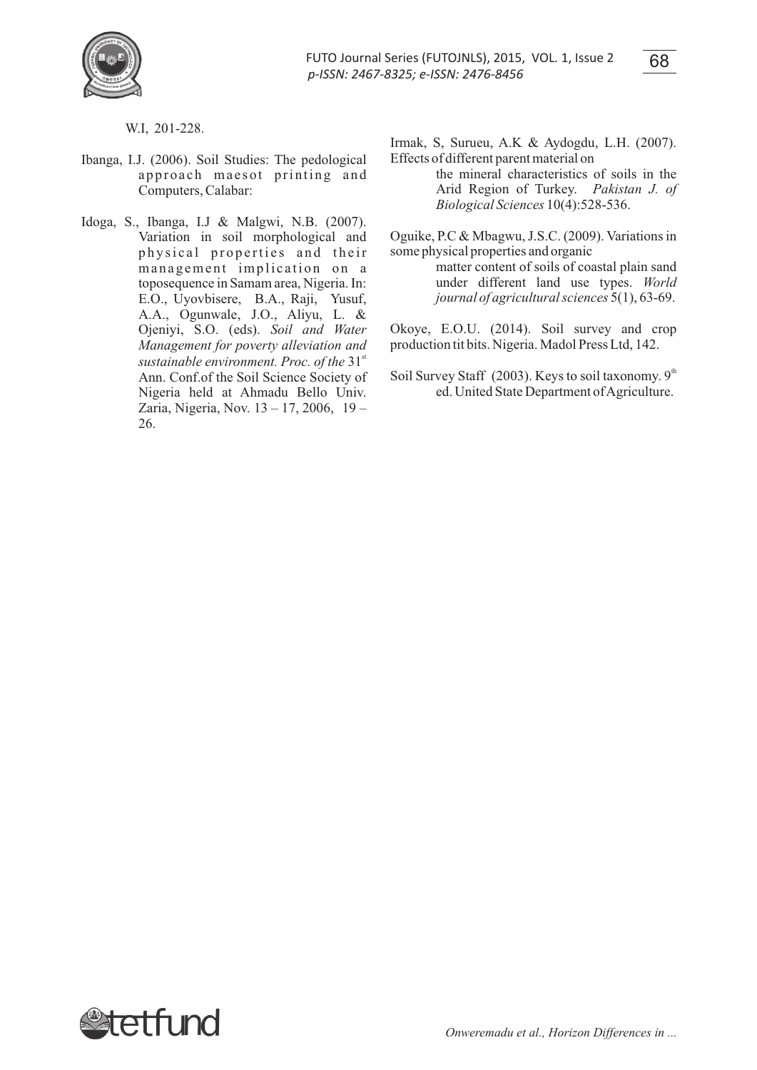W.I, 201-228.

Ibanga, I.J. (2006). Soil Studies: The pedological approach maesot printing and Computers, Calabar:

Idoga, S., Ibanga, I.J & Malgwi, N.B. (2007). Variation in soil morphological and physical properties and their management implication on a toposequence in Samam area, Nigeria. In: E.O., Uyovbisere, B.A., Raji, Yusuf, A.A., Ogunwale, J.O., Aliyu, L. & Ojeniyi, S.O. (eds). *Soil and Water Management for poverty alleviation and sustainable environment. Proc. of the* 31st Ann. Conf.of the Soil Science Society of Nigeria held at Ahmadu Bello Univ. Zaria, Nigeria, Nov. 13 – 17, 2006, 19 – 26.

Irmak, S, Surueu, A.K & Aydogdu, L.H. (2007). Effects of different parent material on the mineral characteristics of soils in the Arid Region of Turkey. *Pakistan J. of Biological Sciences* 10(4):528-536.

Oguike, P.C & Mbagwu, J.S.C. (2009). Variations in some physical properties and organic matter content of soils of coastal plain sand under different land use types. *World journal of agricultural sciences* 5(1), 63-69.

Okoye, E.O.U. (2014). Soil survey and crop production tit bits. Nigeria. Madol Press Ltd, 142.

Soil Survey Staff (2003). Keys to soil taxonomy. 9th ed. United State Department of Agriculture.